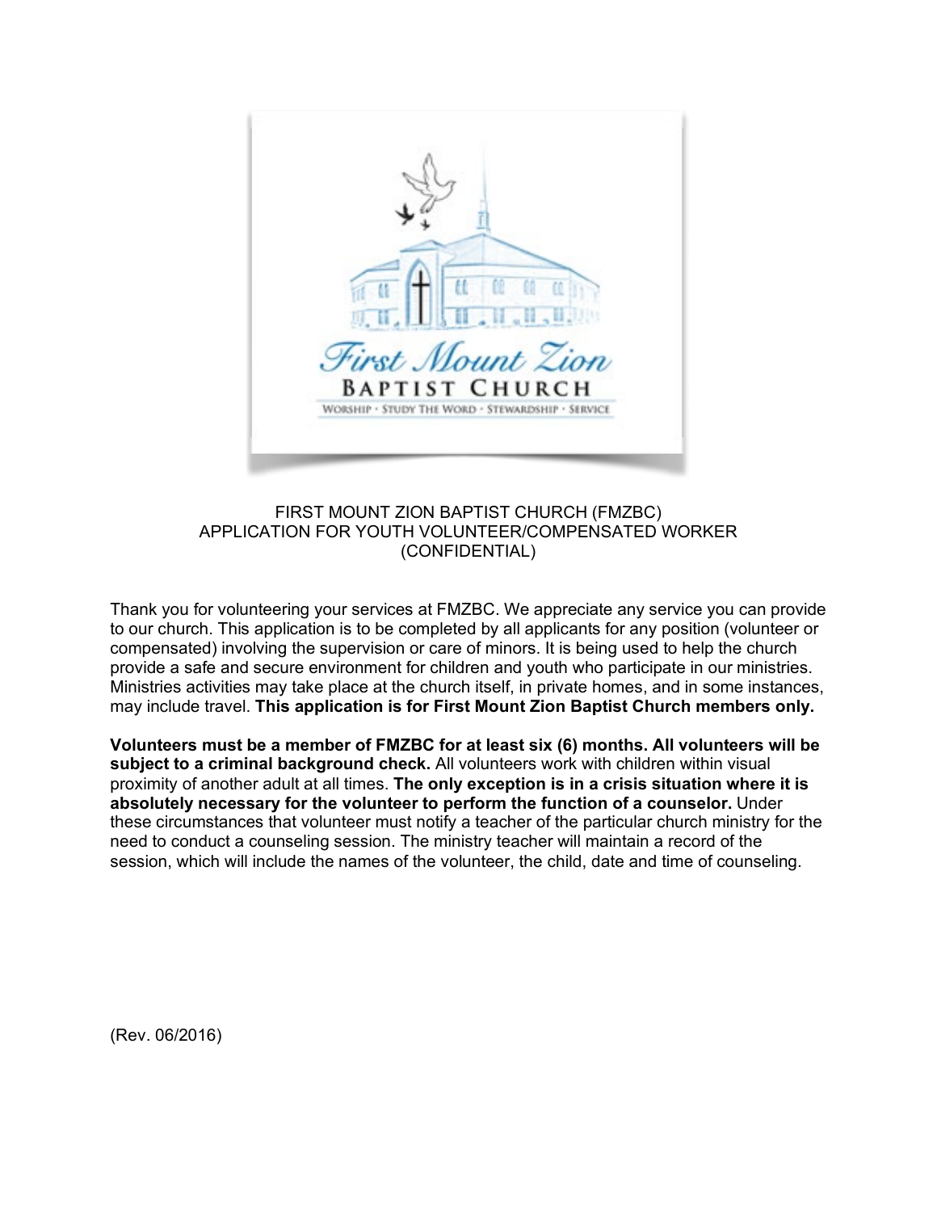# FIRST MOUNT ZION BAPTIST CHURCH (FMZBC)
## APPLICATION FOR YOUTH VOLUNTEER/COMPENSATED WORKER
## (CONFIDENTIAL)

Thank you for volunteering your services at FMZBC. We appreciate any service you can provide to our church. This application is to be completed by all applicants for any position (volunteer or compensated) involving the supervision or care of minors. It is being used to help the church provide a safe and secure environment for children and youth who participate in our ministries. Ministries activities may take place at the church itself, in private homes, and in some instances, may include travel. **This application is for First Mount Zion Baptist Church members only.**

**Volunteers must be a member of FMZBC for at least six (6) months. All volunteers will be subject to a criminal background check.** All volunteers work with children within visual proximity of another adult at all times. **The only exception is in a crisis situation where it is absolutely necessary for the volunteer to perform the function of a counselor.** Under these circumstances that volunteer must notify a teacher of the particular church ministry for the need to conduct a counseling session. The ministry teacher will maintain a record of the session, which will include the names of the volunteer, the child, date and time of counseling.

(Rev. 06/2016)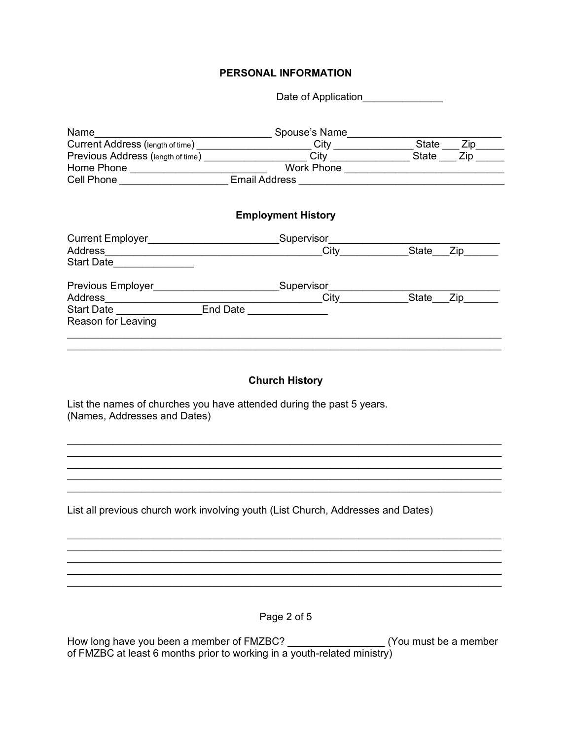## PERSONAL INFORMATION

Date of Application______________

Name_______________________________ Spouse's Name__________________________
Current Address (length of time) ____________________ City ______________ State ___ Zip_____
Previous Address (length of time) __________________ City ______________ State ___ Zip _____
Home Phone _________________________ Work Phone _____________________________
Cell Phone ___________________ Email Address ___________________________________

### Employment History

Current Employer_______________________Supervisor______________________________
Address_____________________________________City____________State___Zip______
Start Date______________

Previous Employer______________________Supervisor______________________________
Address_____________________________________City____________State___Zip______
Start Date _______________End Date ______________
Reason for Leaving

___________________________________________________________________________
___________________________________________________________________________

### Church History

List the names of churches you have attended during the past 5 years.
(Names, Addresses and Dates)

___________________________________________________________________________
___________________________________________________________________________
___________________________________________________________________________
___________________________________________________________________________
___________________________________________________________________________

List all previous church work involving youth (List Church, Addresses and Dates)

___________________________________________________________________________
___________________________________________________________________________
___________________________________________________________________________
___________________________________________________________________________
___________________________________________________________________________

How long have you been a member of FMZBC? _________________ (You must be a member of FMZBC at least 6 months prior to working in a youth-related ministry)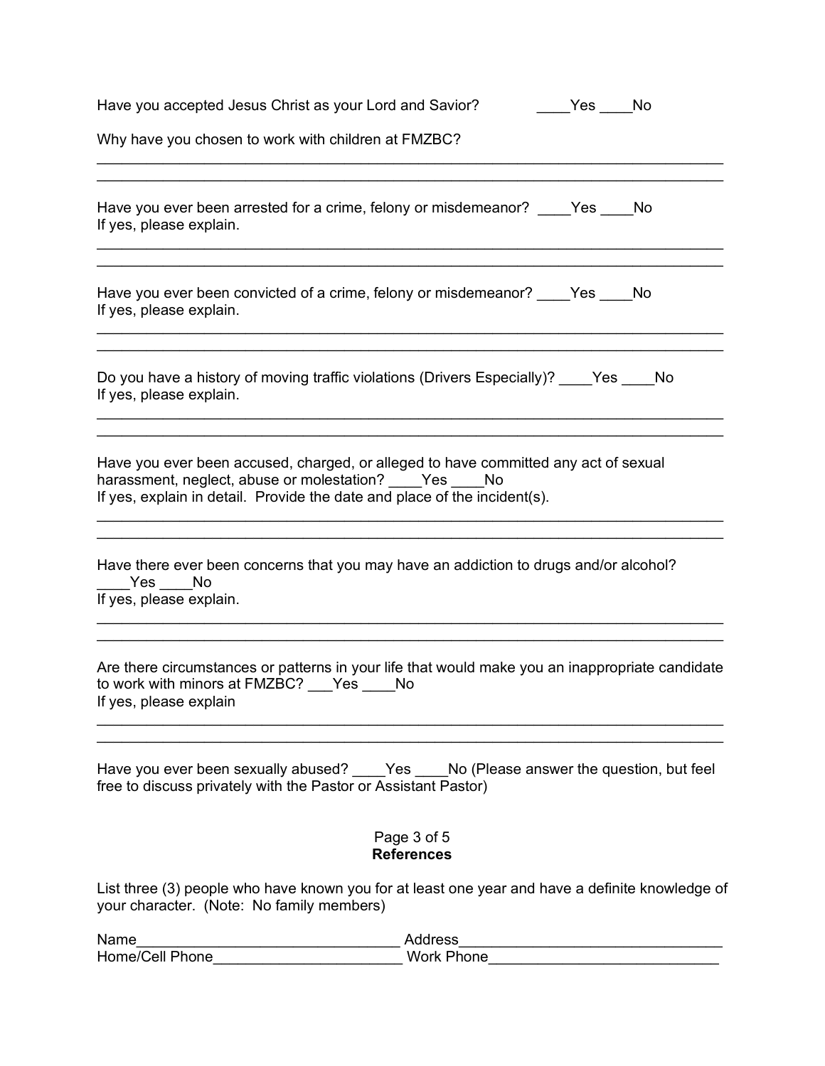Have you accepted Jesus Christ as your Lord and Savior? ____Yes ____No

Why have you chosen to work with children at FMZBC?

______________________________________________________________________________
______________________________________________________________________________

Have you ever been arrested for a crime, felony or misdemeanor? ____Yes ____No
If yes, please explain.

______________________________________________________________________________
______________________________________________________________________________

Have you ever been convicted of a crime, felony or misdemeanor? ____Yes ____No
If yes, please explain.

______________________________________________________________________________
______________________________________________________________________________

Do you have a history of moving traffic violations (Drivers Especially)? ____Yes ____No
If yes, please explain.

______________________________________________________________________________
______________________________________________________________________________

Have you ever been accused, charged, or alleged to have committed any act of sexual harassment, neglect, abuse or molestation? ____Yes ____No
If yes, explain in detail. Provide the date and place of the incident(s).

______________________________________________________________________________
______________________________________________________________________________

Have there ever been concerns that you may have an addiction to drugs and/or alcohol?
____Yes ____No
If yes, please explain.

______________________________________________________________________________
______________________________________________________________________________

Are there circumstances or patterns in your life that would make you an inappropriate candidate to work with minors at FMZBC? ___Yes ____No
If yes, please explain

______________________________________________________________________________
______________________________________________________________________________

Have you ever been sexually abused? ____Yes ____No (Please answer the question, but feel free to discuss privately with the Pastor or Assistant Pastor)

## References

List three (3) people who have known you for at least one year and have a definite knowledge of your character. (Note: No family members)

Name________________________________ Address________________________________
Home/Cell Phone______________________ Work Phone___________________________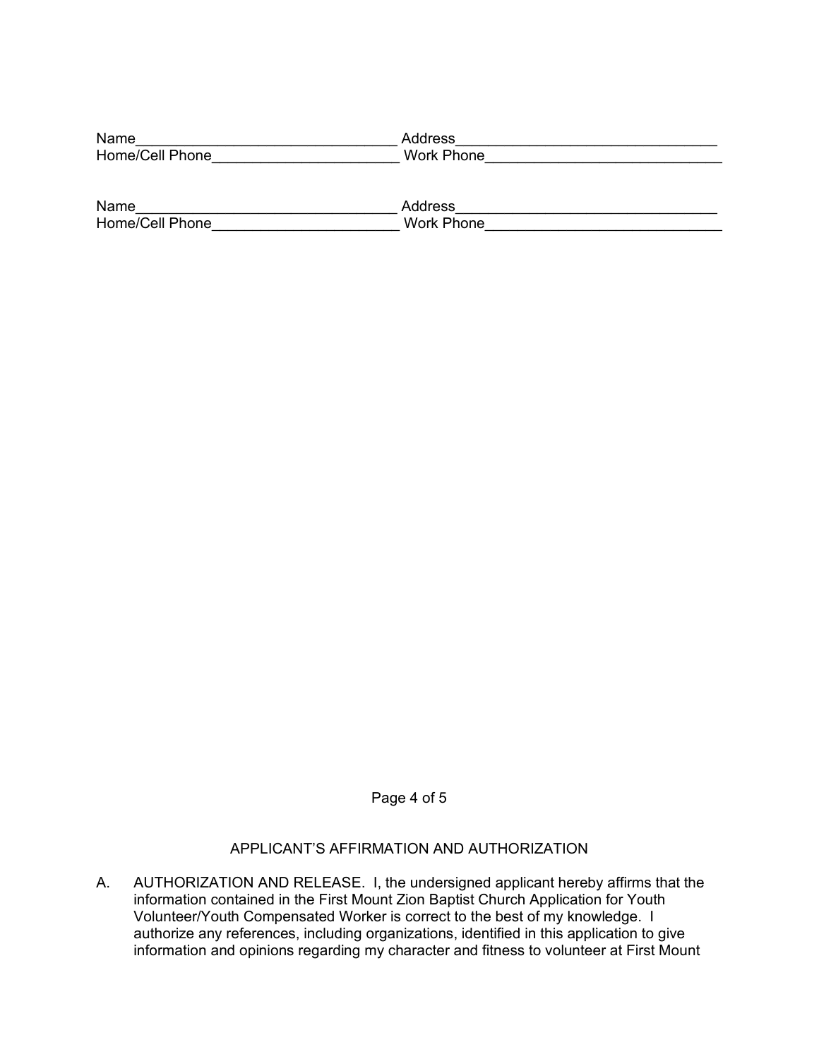Name________________________________ Address________________________________
Home/Cell Phone______________________ Work Phone____________________________

Name________________________________ Address________________________________
Home/Cell Phone______________________ Work Phone____________________________

## APPLICANT'S AFFIRMATION AND AUTHORIZATION

A. AUTHORIZATION AND RELEASE. I, the undersigned applicant hereby affirms that the information contained in the First Mount Zion Baptist Church Application for Youth Volunteer/Youth Compensated Worker is correct to the best of my knowledge. I authorize any references, including organizations, identified in this application to give information and opinions regarding my character and fitness to volunteer at First Mount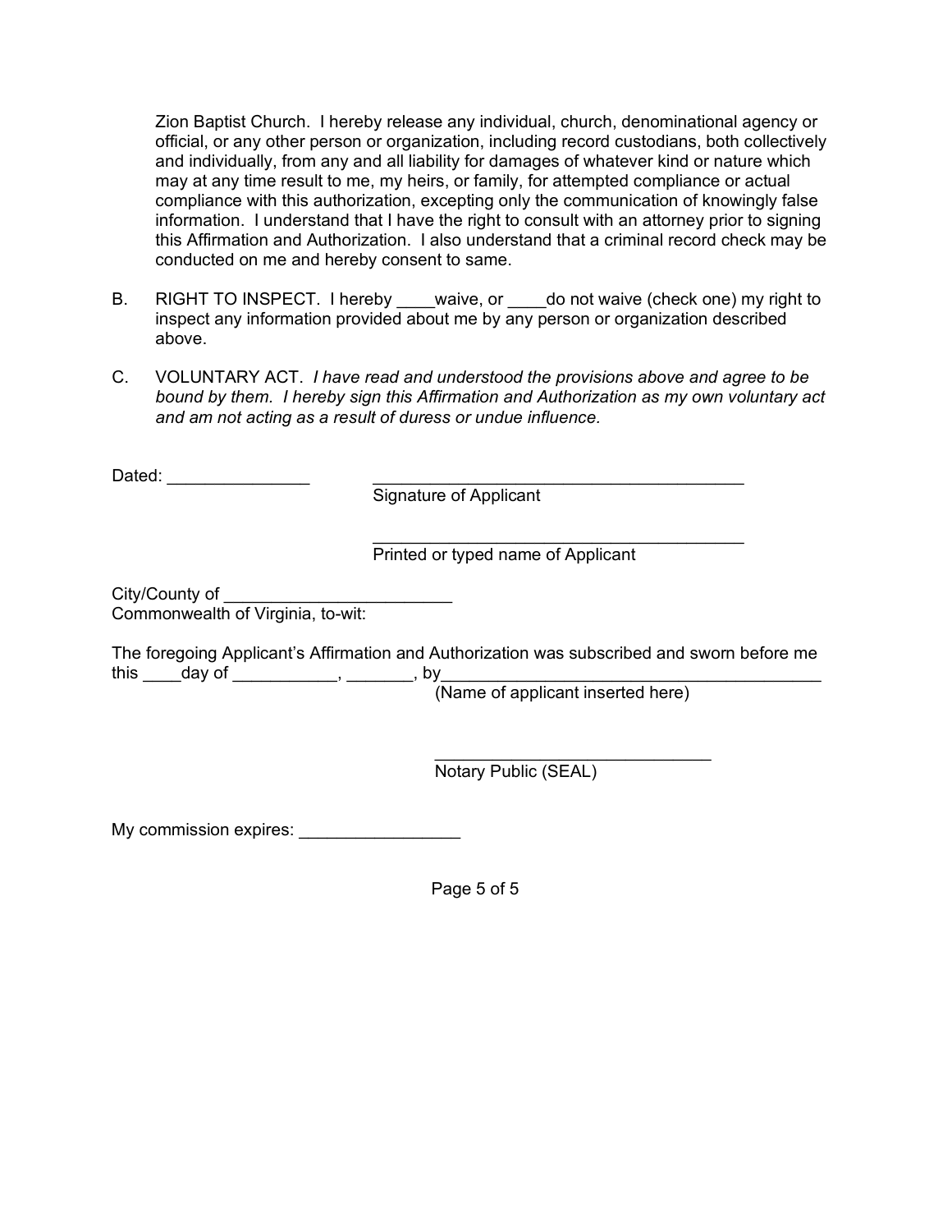Zion Baptist Church. I hereby release any individual, church, denominational agency or official, or any other person or organization, including record custodians, both collectively and individually, from any and all liability for damages of whatever kind or nature which may at any time result to me, my heirs, or family, for attempted compliance or actual compliance with this authorization, excepting only the communication of knowingly false information. I understand that I have the right to consult with an attorney prior to signing this Affirmation and Authorization. I also understand that a criminal record check may be conducted on me and hereby consent to same.

B. RIGHT TO INSPECT. I hereby ____waive, or ____do not waive (check one) my right to inspect any information provided about me by any person or organization described above.

C. VOLUNTARY ACT. *I have read and understood the provisions above and agree to be bound by them. I hereby sign this Affirmation and Authorization as my own voluntary act and am not acting as a result of duress or undue influence.*

Dated: _______________ ________________________________________
Signature of Applicant

________________________________________
Printed or typed name of Applicant

City/County of ________________________
Commonwealth of Virginia, to-wit:

The foregoing Applicant's Affirmation and Authorization was subscribed and sworn before me this ____day of ___________, _______, by________________________________________
(Name of applicant inserted here)

_____________________________
Notary Public (SEAL)

My commission expires: _________________